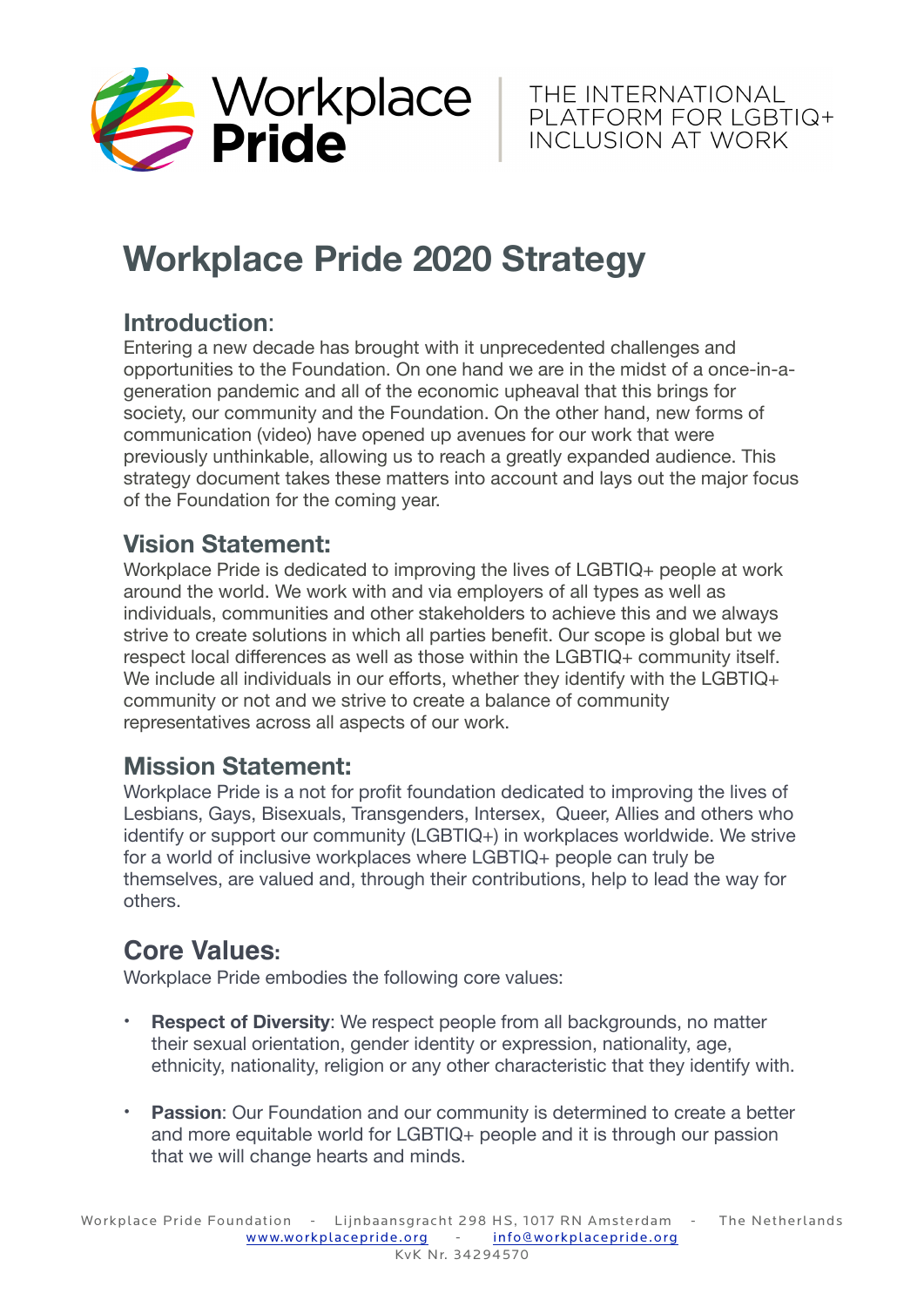Workplace **Pride**

THE INTERNATIONAL PLATFORM FOR LGBTIQ+ INCLUSION AT WORK

# Workplace Pride 2020 Strategy

## Introduction:

Entering a new decade has brought with it unprecedented challenges and opportunities to the Foundation. On one hand we are in the midst of a once-in-a-generation pandemic and all of the economic upheaval that this brings for society, our community and the Foundation. On the other hand, new forms of communication (video) have opened up avenues for our work that were previously unthinkable, allowing us to reach a greatly expanded audience. This strategy document takes these matters into account and lays out the major focus of the Foundation for the coming year.

## Vision Statement:

Workplace Pride is dedicated to improving the lives of LGBTIQ+ people at work around the world. We work with and via employers of all types as well as individuals, communities and other stakeholders to achieve this and we always strive to create solutions in which all parties benefit. Our scope is global but we respect local differences as well as those within the LGBTIQ+ community itself. We include all individuals in our efforts, whether they identify with the LGBTIQ+ community or not and we strive to create a balance of community representatives across all aspects of our work.

## Mission Statement:

Workplace Pride is a not for profit foundation dedicated to improving the lives of Lesbians, Gays, Bisexuals, Transgenders, Intersex, Queer, Allies and others who identify or support our community (LGBTIQ+) in workplaces worldwide. We strive for a world of inclusive workplaces where LGBTIQ+ people can truly be themselves, are valued and, through their contributions, help to lead the way for others.

## Core Values:

Workplace Pride embodies the following core values:

- **Respect of Diversity**: We respect people from all backgrounds, no matter their sexual orientation, gender identity or expression, nationality, age, ethnicity, nationality, religion or any other characteristic that they identify with.
- **Passion**: Our Foundation and our community is determined to create a better and more equitable world for LGBTIQ+ people and it is through our passion that we will change hearts and minds.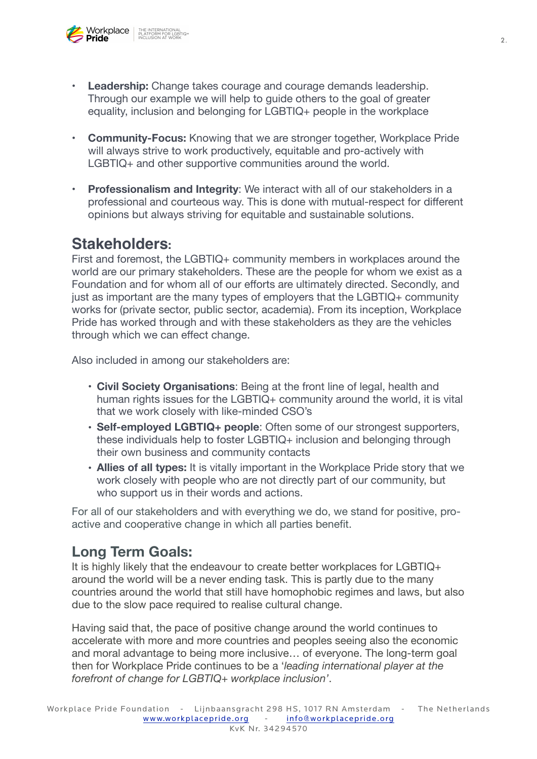- **Leadership:** Change takes courage and courage demands leadership. Through our example we will help to guide others to the goal of greater equality, inclusion and belonging for LGBTIQ+ people in the workplace

- **Community-Focus:** Knowing that we are stronger together, Workplace Pride will always strive to work productively, equitable and pro-actively with LGBTIQ+ and other supportive communities around the world.

- **Professionalism and Integrity**: We interact with all of our stakeholders in a professional and courteous way. This is done with mutual-respect for different opinions but always striving for equitable and sustainable solutions.

## Stakeholders:

First and foremost, the LGBTIQ+ community members in workplaces around the world are our primary stakeholders. These are the people for whom we exist as a Foundation and for whom all of our efforts are ultimately directed. Secondly, and just as important are the many types of employers that the LGBTIQ+ community works for (private sector, public sector, academia). From its inception, Workplace Pride has worked through and with these stakeholders as they are the vehicles through which we can effect change.

Also included in among our stakeholders are:

- **Civil Society Organisations**: Being at the front line of legal, health and human rights issues for the LGBTIQ+ community around the world, it is vital that we work closely with like-minded CSO's
- **Self-employed LGBTIQ+ people**: Often some of our strongest supporters, these individuals help to foster LGBTIQ+ inclusion and belonging through their own business and community contacts
- **Allies of all types:** It is vitally important in the Workplace Pride story that we work closely with people who are not directly part of our community, but who support us in their words and actions.

For all of our stakeholders and with everything we do, we stand for positive, pro-active and cooperative change in which all parties benefit.

## Long Term Goals:

It is highly likely that the endeavour to create better workplaces for LGBTIQ+ around the world will be a never ending task. This is partly due to the many countries around the world that still have homophobic regimes and laws, but also due to the slow pace required to realise cultural change.

Having said that, the pace of positive change around the world continues to accelerate with more and more countries and peoples seeing also the economic and moral advantage to being more inclusive… of everyone. The long-term goal then for Workplace Pride continues to be a '*leading international player at the forefront of change for LGBTIQ+ workplace inclusion*'.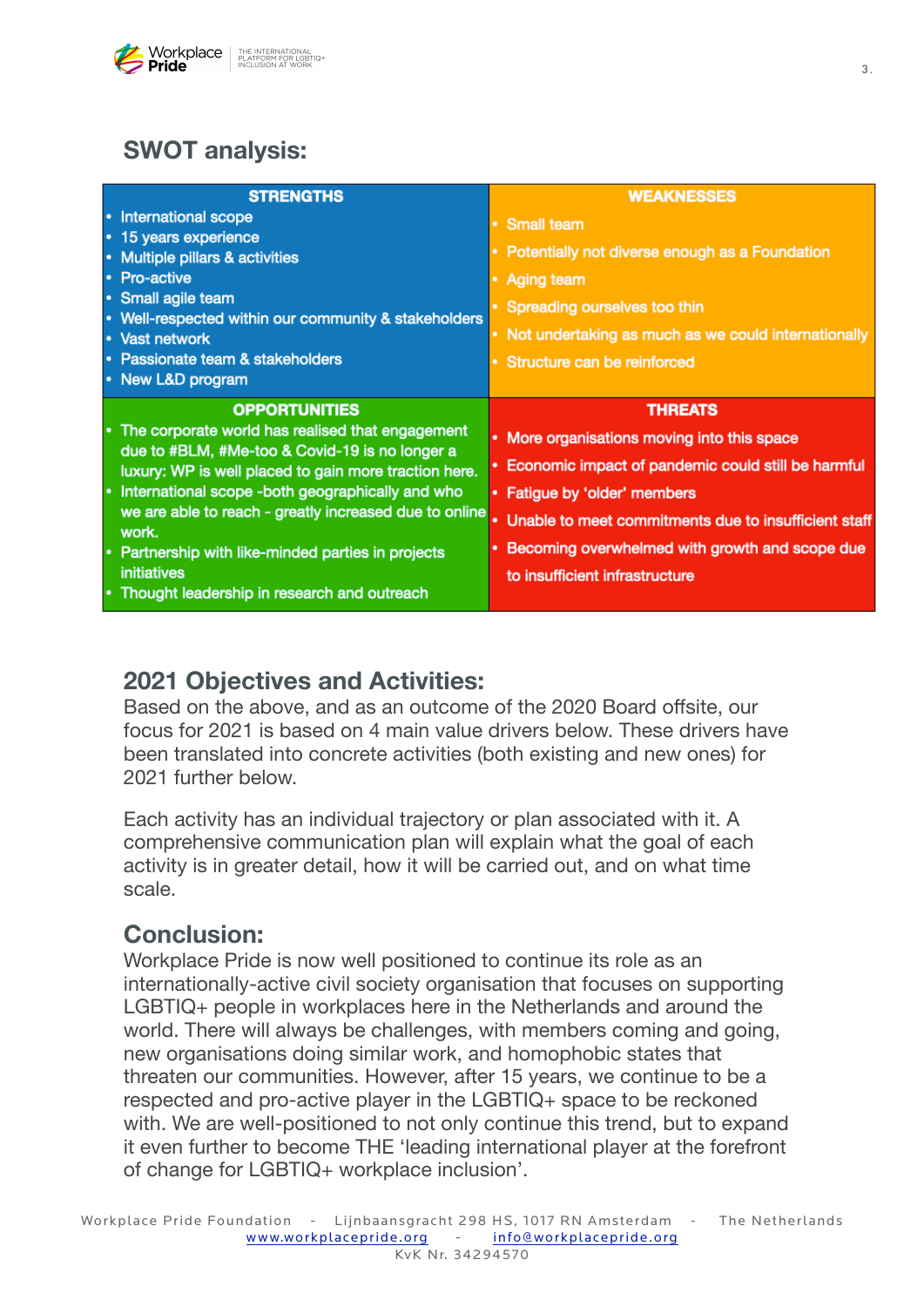## SWOT analysis:

| STRENGTHS | WEAKNESSES |
|---|---|
| • International scope<br>• 15 years experience<br>• Multiple pillars & activities<br>• Pro-active<br>• Small agile team<br>• Well-respected within our community & stakeholders<br>• Vast network<br>• Passionate team & stakeholders<br>• New L&D program | • Small team<br>• Potentially not diverse enough as a Foundation<br>• Aging team<br>• Spreading ourselves too thin<br>• Not undertaking as much as we could internationally<br>• Structure can be reinforced |
| **OPPORTUNITIES** | **THREATS** |
| • The corporate world has realised that engagement due to #BLM, #Me-too & Covid-19 is no longer a luxury: WP is well placed to gain more traction here.<br>• International scope -both geographically and who we are able to reach - greatly increased due to online work.<br>• Partnership with like-minded parties in projects initiatives<br>• Thought leadership in research and outreach | • More organisations moving into this space<br>• Economic impact of pandemic could still be harmful<br>• Fatigue by 'older' members<br>• Unable to meet commitments due to insufficient staff<br>• Becoming overwhelmed with growth and scope due to insufficient infrastructure |

## 2021 Objectives and Activities:

Based on the above, and as an outcome of the 2020 Board offsite, our focus for 2021 is based on 4 main value drivers below. These drivers have been translated into concrete activities (both existing and new ones) for 2021 further below.

Each activity has an individual trajectory or plan associated with it. A comprehensive communication plan will explain what the goal of each activity is in greater detail, how it will be carried out, and on what time scale.

## Conclusion:

Workplace Pride is now well positioned to continue its role as an internationally-active civil society organisation that focuses on supporting LGBTIQ+ people in workplaces here in the Netherlands and around the world. There will always be challenges, with members coming and going, new organisations doing similar work, and homophobic states that threaten our communities. However, after 15 years, we continue to be a respected and pro-active player in the LGBTIQ+ space to be reckoned with. We are well-positioned to not only continue this trend, but to expand it even further to become THE 'leading international player at the forefront of change for LGBTIQ+ workplace inclusion'.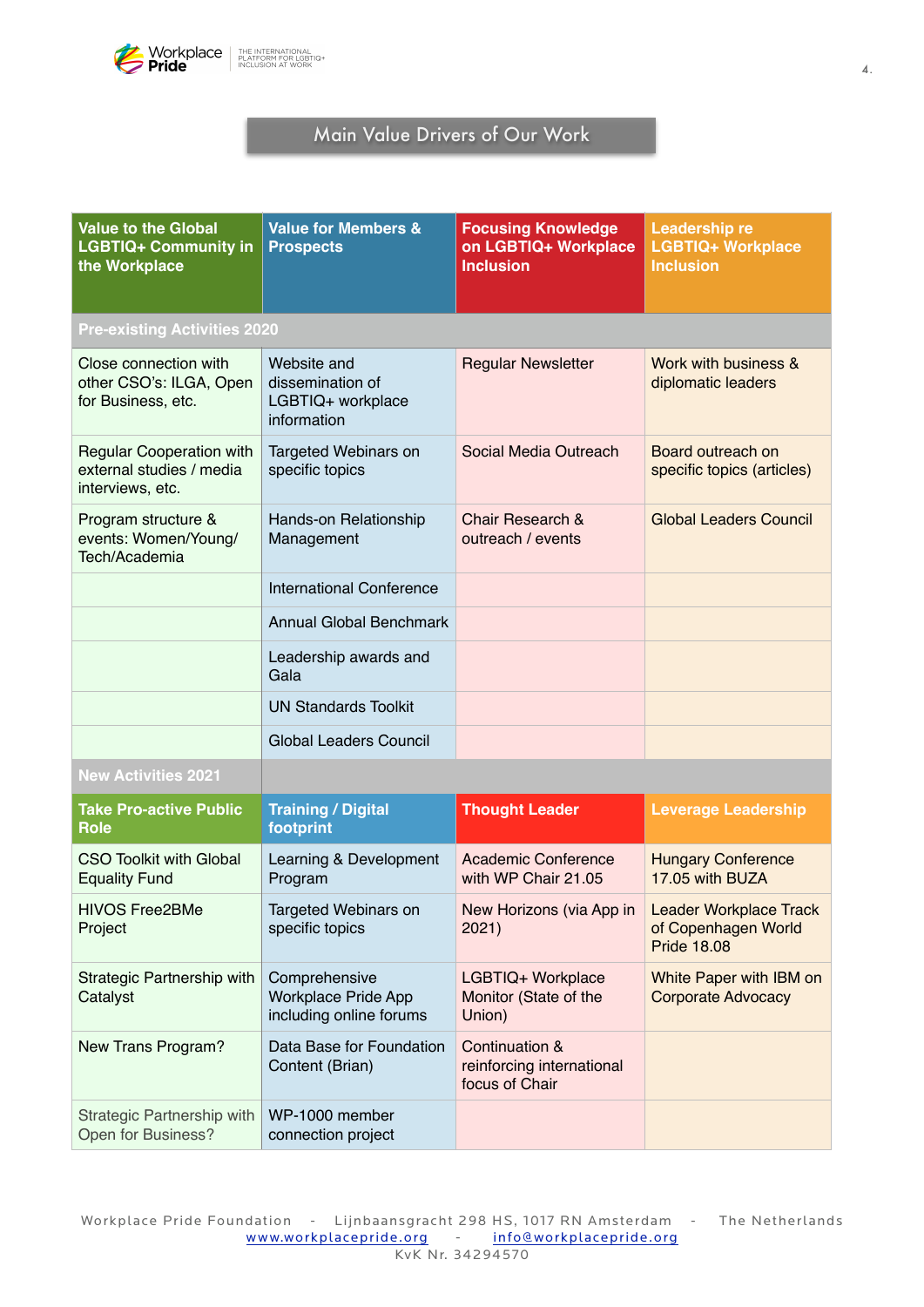## Main Value Drivers of Our Work

| Value to the Global LGBTIQ+ Community in the Workplace | Value for Members & Prospects | Focusing Knowledge on LGBTIQ+ Workplace Inclusion | Leadership re LGBTIQ+ Workplace Inclusion |
|---|---|---|---|
| **Pre-existing Activities 2020** | | | |
| Close connection with other CSO's: ILGA, Open for Business, etc. | Website and dissemination of LGBTIQ+ workplace information | Regular Newsletter | Work with business & diplomatic leaders |
| Regular Cooperation with external studies / media interviews, etc. | Targeted Webinars on specific topics | Social Media Outreach | Board outreach on specific topics (articles) |
| Program structure & events: Women/Young/ Tech/Academia | Hands-on Relationship Management | Chair Research & outreach / events | Global Leaders Council |
| | International Conference | | |
| | Annual Global Benchmark | | |
| | Leadership awards and Gala | | |
| | UN Standards Toolkit | | |
| | Global Leaders Council | | |
| **New Activities 2021** | | | |
| **Take Pro-active Public Role** | **Training / Digital footprint** | **Thought Leader** | **Leverage Leadership** |
| CSO Toolkit with Global Equality Fund | Learning & Development Program | Academic Conference with WP Chair 21.05 | Hungary Conference 17.05 with BUZA |
| HIVOS Free2BMe Project | Targeted Webinars on specific topics | New Horizons (via App in 2021) | Leader Workplace Track of Copenhagen World Pride 18.08 |
| Strategic Partnership with Catalyst | Comprehensive Workplace Pride App including online forums | LGBTIQ+ Workplace Monitor (State of the Union) | White Paper with IBM on Corporate Advocacy |
| New Trans Program? | Data Base for Foundation Content (Brian) | Continuation & reinforcing international focus of Chair | |
| Strategic Partnership with Open for Business? | WP-1000 member connection project | | |

Workplace Pride Foundation - Lijnbaansgracht 298 HS, 1017 RN Amsterdam - The Netherlands
www.workplacepride.org - info@workplacepride.org
KvK Nr. 34294570